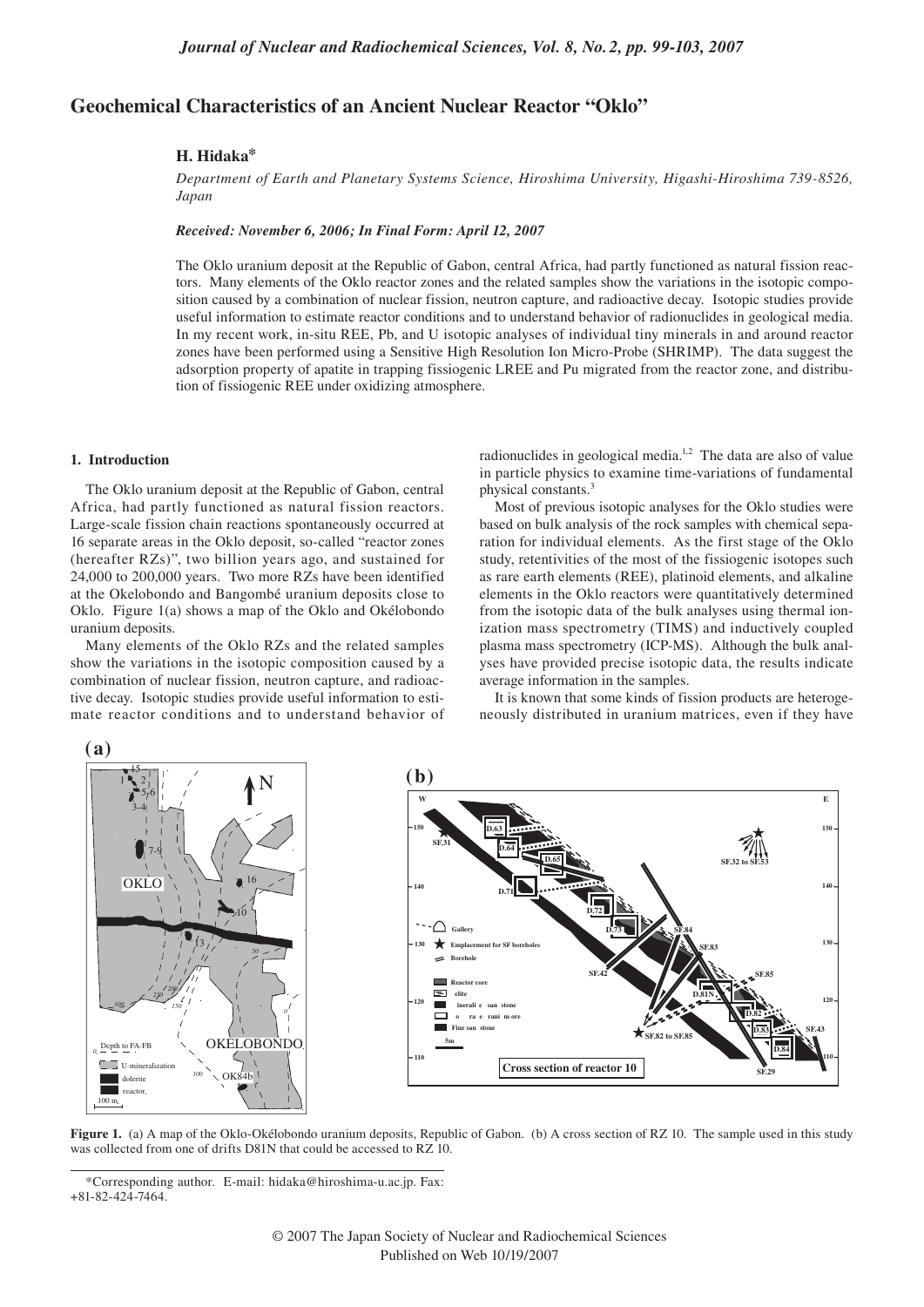# Geochemical Characteristics of an Ancient Nuclear Reactor "Oklo"

**H. Hidaka***

*Department of Earth and Planetary Systems Science, Hiroshima University, Higashi-Hiroshima 739-8526, Japan*

***Received: November 6, 2006; In Final Form: April 12, 2007***

The Oklo uranium deposit at the Republic of Gabon, central Africa, had partly functioned as natural fission reactors. Many elements of the Oklo reactor zones and the related samples show the variations in the isotopic composition caused by a combination of nuclear fission, neutron capture, and radioactive decay. Isotopic studies provide useful information to estimate reactor conditions and to understand behavior of radionuclides in geological media. In my recent work, in-situ REE, Pb, and U isotopic analyses of individual tiny minerals in and around reactor zones have been performed using a Sensitive High Resolution Ion Micro-Probe (SHRIMP). The data suggest the adsorption property of apatite in trapping fissiogenic LREE and Pu migrated from the reactor zone, and distribution of fissiogenic REE under oxidizing atmosphere.

## 1. Introduction

The Oklo uranium deposit at the Republic of Gabon, central Africa, had partly functioned as natural fission reactors. Large-scale fission chain reactions spontaneously occurred at 16 separate areas in the Oklo deposit, so-called "reactor zones (hereafter RZs)", two billion years ago, and sustained for 24,000 to 200,000 years. Two more RZs have been identified at the Okelobondo and Bangombé uranium deposits close to Oklo. Figure 1(a) shows a map of the Oklo and Okélobondo uranium deposits.

Many elements of the Oklo RZs and the related samples show the variations in the isotopic composition caused by a combination of nuclear fission, neutron capture, and radioactive decay. Isotopic studies provide useful information to estimate reactor conditions and to understand behavior of radionuclides in geological media.[1,2] The data are also of value in particle physics to examine time-variations of fundamental physical constants.[3]

Most of previous isotopic analyses for the Oklo studies were based on bulk analysis of the rock samples with chemical separation for individual elements. As the first stage of the Oklo study, retentivities of the most of the fissiogenic isotopes such as rare earth elements (REE), platinoid elements, and alkaline elements in the Oklo reactors were quantitatively determined from the isotopic data of the bulk analyses using thermal ionization mass spectrometry (TIMS) and inductively coupled plasma mass spectrometry (ICP-MS). Although the bulk analyses have provided precise isotopic data, the results indicate average information in the samples.

It is known that some kinds of fission products are heterogeneously distributed in uranium matrices, even if they have

**Figure 1.** (a) A map of the Oklo-Okélobondo uranium deposits, Republic of Gabon. (b) A cross section of RZ 10. The sample used in this study was collected from one of drifts D81N that could be accessed to RZ 10.

*Corresponding author. E-mail: hidaka@hiroshima-u.ac.jp. Fax: +81-82-424-7464.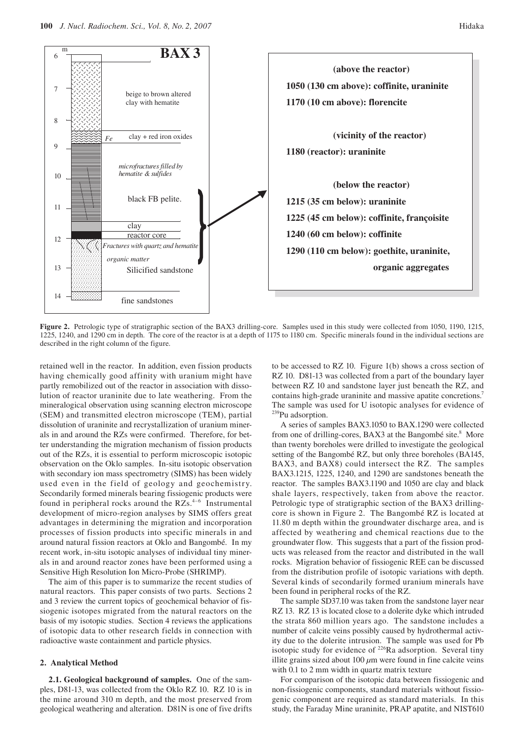**Figure 2.** Petrologic type of stratigraphic section of the BAX3 drilling-core. Samples used in this study were collected from 1050, 1190, 1215, 1225, 1240, and 1290 cm in depth. The core of the reactor is at a depth of 1175 to 1180 cm. Specific minerals found in the individual sections are described in the right column of the figure.

retained well in the reactor. In addition, even fission products having chemically good affinity with uranium might have partly remobilized out of the reactor in association with dissolution of reactor uraninite due to late weathering. From the mineralogical observation using scanning electron microscope (SEM) and transmitted electron microscope (TEM), partial dissolution of uraninite and recrystallization of uranium minerals in and around the RZs were confirmed. Therefore, for better understanding the migration mechanism of fission products out of the RZs, it is essential to perform microscopic isotopic observation on the Oklo samples. In-situ isotopic observation with secondary ion mass spectrometry (SIMS) has been widely used even in the field of geology and geochemistry. Secondarily formed minerals bearing fissiogenic products were found in peripheral rocks around the RZs.[4–6] Instrumental development of micro-region analyses by SIMS offers great advantages in determining the migration and incorporation processes of fission products into specific minerals in and around natural fission reactors at Oklo and Bangombé. In my recent work, in-situ isotopic analyses of individual tiny minerals in and around reactor zones have been performed using a Sensitive High Resolution Ion Micro-Probe (SHRIMP).

The aim of this paper is to summarize the recent studies of natural reactors. This paper consists of two parts. Sections 2 and 3 review the current topics of geochemical behavior of fissiogenic isotopes migrated from the natural reactors on the basis of my isotopic studies. Section 4 reviews the applications of isotopic data to other research fields in connection with radioactive waste containment and particle physics.

## 2. Analytical Method

**2.1. Geological background of samples.** One of the samples, D81-13, was collected from the Oklo RZ 10. RZ 10 is in the mine around 310 m depth, and the most preserved from geological weathering and alteration. D81N is one of five drifts to be accessed to RZ 10. Figure 1(b) shows a cross section of RZ 10. D81-13 was collected from a part of the boundary layer between RZ 10 and sandstone layer just beneath the RZ, and contains high-grade uraninite and massive apatite concretions.[7] The sample was used for U isotopic analyses for evidence of $^{239}$Pu adsorption.

A series of samples BAX3.1050 to BAX.1290 were collected from one of drilling-cores, BAX3 at the Bangombé site.[8] More than twenty boreholes were drilled to investigate the geological setting of the Bangombé RZ, but only three boreholes (BA145, BAX3, and BAX8) could intersect the RZ. The samples BAX3.1215, 1225, 1240, and 1290 are sandstones beneath the reactor. The samples BAX3.1190 and 1050 are clay and black shale layers, respectively, taken from above the reactor. Petrologic type of stratigraphic section of the BAX3 drilling-core is shown in Figure 2. The Bangombé RZ is located at 11.80 m depth within the groundwater discharge area, and is affected by weathering and chemical reactions due to the groundwater flow. This suggests that a part of the fission products was released from the reactor and distributed in the wall rocks. Migration behavior of fissiogenic REE can be discussed from the distribution profile of isotopic variations with depth. Several kinds of secondarily formed uranium minerals have been found in peripheral rocks of the RZ.

The sample SD37.10 was taken from the sandstone layer near RZ 13. RZ 13 is located close to a dolerite dyke which intruded the strata 860 million years ago. The sandstone includes a number of calcite veins possibly caused by hydrothermal activity due to the dolerite intrusion. The sample was used for Pb isotopic study for evidence of $^{226}$Ra adsorption. Several tiny illite grains sized about 100 $\mu$m were found in fine calcite veins with 0.1 to 2 mm width in quartz matrix texture

For comparison of the isotopic data between fissiogenic and non-fissiogenic components, standard materials without fissiogenic component are required as standard materials. In this study, the Faraday Mine uraninite, PRAP apatite, and NIST610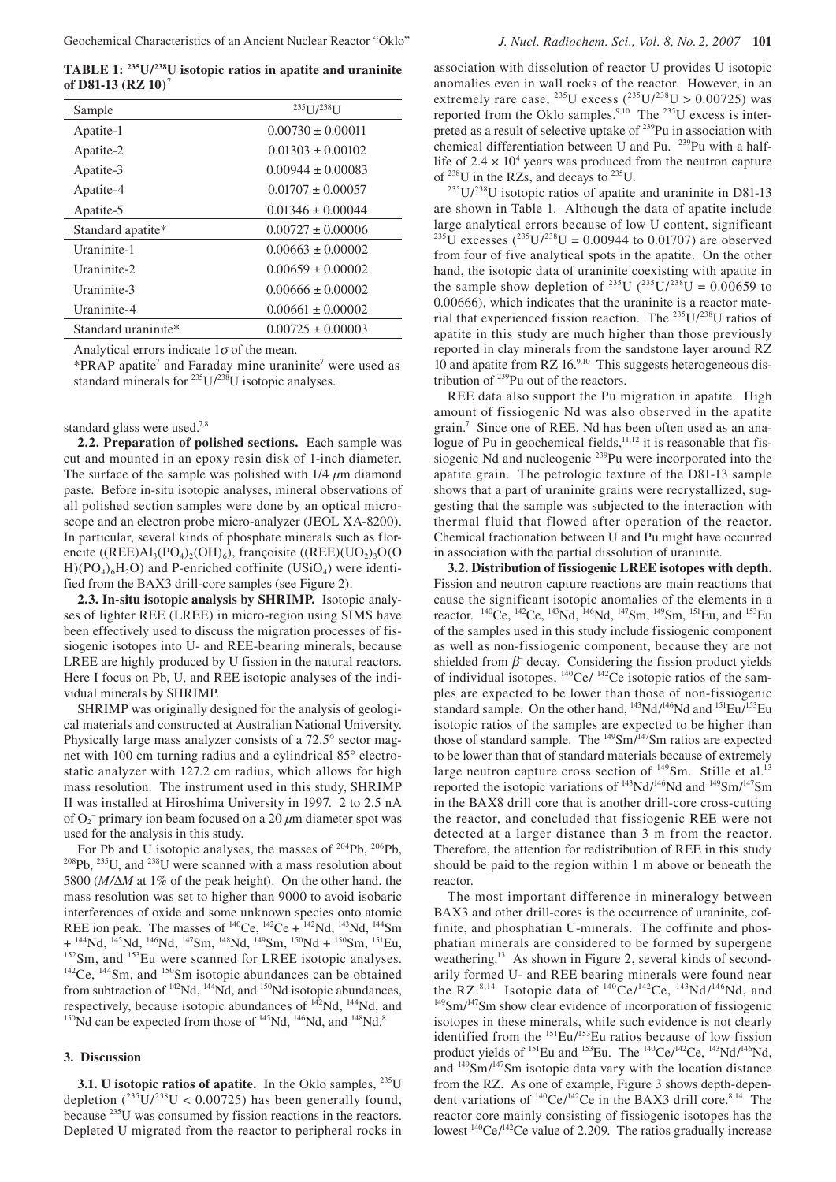**TABLE 1: $^{235}U/^{238}U$ isotopic ratios in apatite and uraninite of D81-13 (RZ 10)**[7]

| Sample | $^{235}U/^{238}U$ |
|---|---|
| Apatite-1 | $0.00730 \pm 0.00011$ |
| Apatite-2 | $0.01303 \pm 0.00102$ |
| Apatite-3 | $0.00944 \pm 0.00083$ |
| Apatite-4 | $0.01707 \pm 0.00057$ |
| Apatite-5 | $0.01346 \pm 0.00044$ |
| Standard apatite* | $0.00727 \pm 0.00006$ |
| Uraninite-1 | $0.00663 \pm 0.00002$ |
| Uraninite-2 | $0.00659 \pm 0.00002$ |
| Uraninite-3 | $0.00666 \pm 0.00002$ |
| Uraninite-4 | $0.00661 \pm 0.00002$ |
| Standard uraninite* | $0.00725 \pm 0.00003$ |

Analytical errors indicate $1\sigma$ of the mean.

*PRAP apatite[7] and Faraday mine uraninite[7] were used as standard minerals for $^{235}U/^{238}U$ isotopic analyses.

standard glass were used.[7,8]

**2.2. Preparation of polished sections.** Each sample was cut and mounted in an epoxy resin disk of 1-inch diameter. The surface of the sample was polished with 1/4 $\mu$m diamond paste. Before in-situ isotopic analyses, mineral observations of all polished section samples were done by an optical microscope and an electron probe micro-analyzer (JEOL XA-8200). In particular, several kinds of phosphate minerals such as florencite ($(REE)Al_3(PO_4)_2(OH)_6$), françoisite ($(REE)(UO_2)_3O(OH)(PO_4)_6H_2O$) and P-enriched coffinite ($USiO_4$) were identified from the BAX3 drill-core samples (see Figure 2).

**2.3. In-situ isotopic analysis by SHRIMP.** Isotopic analyses of lighter REE (LREE) in micro-region using SIMS have been effectively used to discuss the migration processes of fissiogenic isotopes into U- and REE-bearing minerals, because LREE are highly produced by U fission in the natural reactors. Here I focus on Pb, U, and REE isotopic analyses of the individual minerals by SHRIMP.

SHRIMP was originally designed for the analysis of geological materials and constructed at Australian National University. Physically large mass analyzer consists of a 72.5° sector magnet with 100 cm turning radius and a cylindrical 85° electrostatic analyzer with 127.2 cm radius, which allows for high mass resolution. The instrument used in this study, SHRIMP II was installed at Hiroshima University in 1997. 2 to 2.5 nA of $O_2^-$ primary ion beam focused on a 20 $\mu$m diameter spot was used for the analysis in this study.

For Pb and U isotopic analyses, the masses of $^{204}Pb$, $^{206}Pb$, $^{208}Pb$, $^{235}U$, and $^{238}U$ were scanned with a mass resolution about 5800 ($M/\Delta M$ at 1% of the peak height). On the other hand, the mass resolution was set to higher than 9000 to avoid isobaric interferences of oxide and some unknown species onto atomic REE ion peak. The masses of $^{140}Ce$, $^{142}Ce + {}^{142}Nd$, $^{143}Nd$, $^{144}Sm + {}^{144}Nd$, $^{145}Nd$, $^{146}Nd$, $^{147}Sm$, $^{148}Nd$, $^{149}Sm$, $^{150}Nd + {}^{150}Sm$, $^{151}Eu$, $^{152}Sm$, and $^{153}Eu$ were scanned for LREE isotopic analyses. $^{142}Ce$, $^{144}Sm$, and $^{150}Sm$ isotopic abundances can be obtained from subtraction of $^{142}Nd$, $^{144}Nd$, and $^{150}Nd$ isotopic abundances, respectively, because isotopic abundances of $^{142}Nd$, $^{144}Nd$, and $^{150}Nd$ can be expected from those of $^{145}Nd$, $^{146}Nd$, and $^{148}Nd$.[8]

## 3. Discussion

**3.1. U isotopic ratios of apatite.** In the Oklo samples, $^{235}U$ depletion ($^{235}U/^{238}U < 0.00725$) has been generally found, because $^{235}U$ was consumed by fission reactions in the reactors. Depleted U migrated from the reactor to peripheral rocks in association with dissolution of reactor U provides U isotopic anomalies even in wall rocks of the reactor. However, in an extremely rare case, $^{235}U$ excess ($^{235}U/^{238}U > 0.00725$) was reported from the Oklo samples.[9,10] The $^{235}U$ excess is interpreted as a result of selective uptake of $^{239}Pu$ in association with chemical differentiation between U and Pu. $^{239}Pu$ with a half-life of $2.4 \times 10^4$ years was produced from the neutron capture of $^{238}U$ in the RZs, and decays to $^{235}U$.

$^{235}U/^{238}U$ isotopic ratios of apatite and uraninite in D81-13 are shown in Table 1. Although the data of apatite include large analytical errors because of low U content, significant $^{235}U$ excesses ($^{235}U/^{238}U = 0.00944$ to $0.01707$) are observed from four of five analytical spots in the apatite. On the other hand, the isotopic data of uraninite coexisting with apatite in the sample show depletion of $^{235}U$ ($^{235}U/^{238}U = 0.00659$ to $0.00666$), which indicates that the uraninite is a reactor material that experienced fission reaction. The $^{235}U/^{238}U$ ratios of apatite in this study are much higher than those previously reported in clay minerals from the sandstone layer around RZ 10 and apatite from RZ 16.[9,10] This suggests heterogeneous distribution of $^{239}Pu$ out of the reactors.

REE data also support the Pu migration in apatite. High amount of fissiogenic Nd was also observed in the apatite grain.[7] Since one of REE, Nd has been often used as an analogue of Pu in geochemical fields,[11,12] it is reasonable that fissiogenic Nd and nucleogenic $^{239}Pu$ were incorporated into the apatite grain. The petrologic texture of the D81-13 sample shows that a part of uraninite grains were recrystallized, suggesting that the sample was subjected to the interaction with thermal fluid that flowed after operation of the reactor. Chemical fractionation between U and Pu might have occurred in association with the partial dissolution of uraninite.

**3.2. Distribution of fissiogenic LREE isotopes with depth.** Fission and neutron capture reactions are main reactions that cause the significant isotopic anomalies of the elements in a reactor. $^{140}Ce$, $^{142}Ce$, $^{143}Nd$, $^{146}Nd$, $^{147}Sm$, $^{149}Sm$, $^{151}Eu$, and $^{153}Eu$ of the samples used in this study include fissiogenic component as well as non-fissiogenic component, because they are not shielded from $\beta^-$ decay. Considering the fission product yields of individual isotopes, $^{140}Ce/^{142}Ce$ isotopic ratios of the samples are expected to be lower than those of non-fissiogenic standard sample. On the other hand, $^{143}Nd/^{146}Nd$ and $^{151}Eu/^{153}Eu$ isotopic ratios of the samples are expected to be higher than those of standard sample. The $^{149}Sm/^{147}Sm$ ratios are expected to be lower than that of standard materials because of extremely large neutron capture cross section of $^{149}Sm$. Stille et al.[13] reported the isotopic variations of $^{143}Nd/^{146}Nd$ and $^{149}Sm/^{147}Sm$ in the BAX8 drill core that is another drill-core cross-cutting the reactor, and concluded that fissiogenic REE were not detected at a larger distance than 3 m from the reactor. Therefore, the attention for redistribution of REE in this study should be paid to the region within 1 m above or beneath the reactor.

The most important difference in mineralogy between BAX3 and other drill-cores is the occurrence of uraninite, coffinite, and phosphatian U-minerals. The coffinite and phosphatian minerals are considered to be formed by supergene weathering.[13] As shown in Figure 2, several kinds of secondarily formed U- and REE bearing minerals were found near the RZ.[8,14] Isotopic data of $^{140}Ce/^{142}Ce$, $^{143}Nd/^{146}Nd$, and $^{149}Sm/^{147}Sm$ show clear evidence of incorporation of fissiogenic isotopes in these minerals, while such evidence is not clearly identified from the $^{151}Eu/^{153}Eu$ ratios because of low fission product yields of $^{151}Eu$ and $^{153}Eu$. The $^{140}Ce/^{142}Ce$, $^{143}Nd/^{146}Nd$, and $^{149}Sm/^{147}Sm$ isotopic data vary with the location distance from the RZ. As one of example, Figure 3 shows depth-dependent variations of $^{140}Ce/^{142}Ce$ in the BAX3 drill core.[8,14] The reactor core mainly consisting of fissiogenic isotopes has the lowest $^{140}Ce/^{142}Ce$ value of 2.209. The ratios gradually increase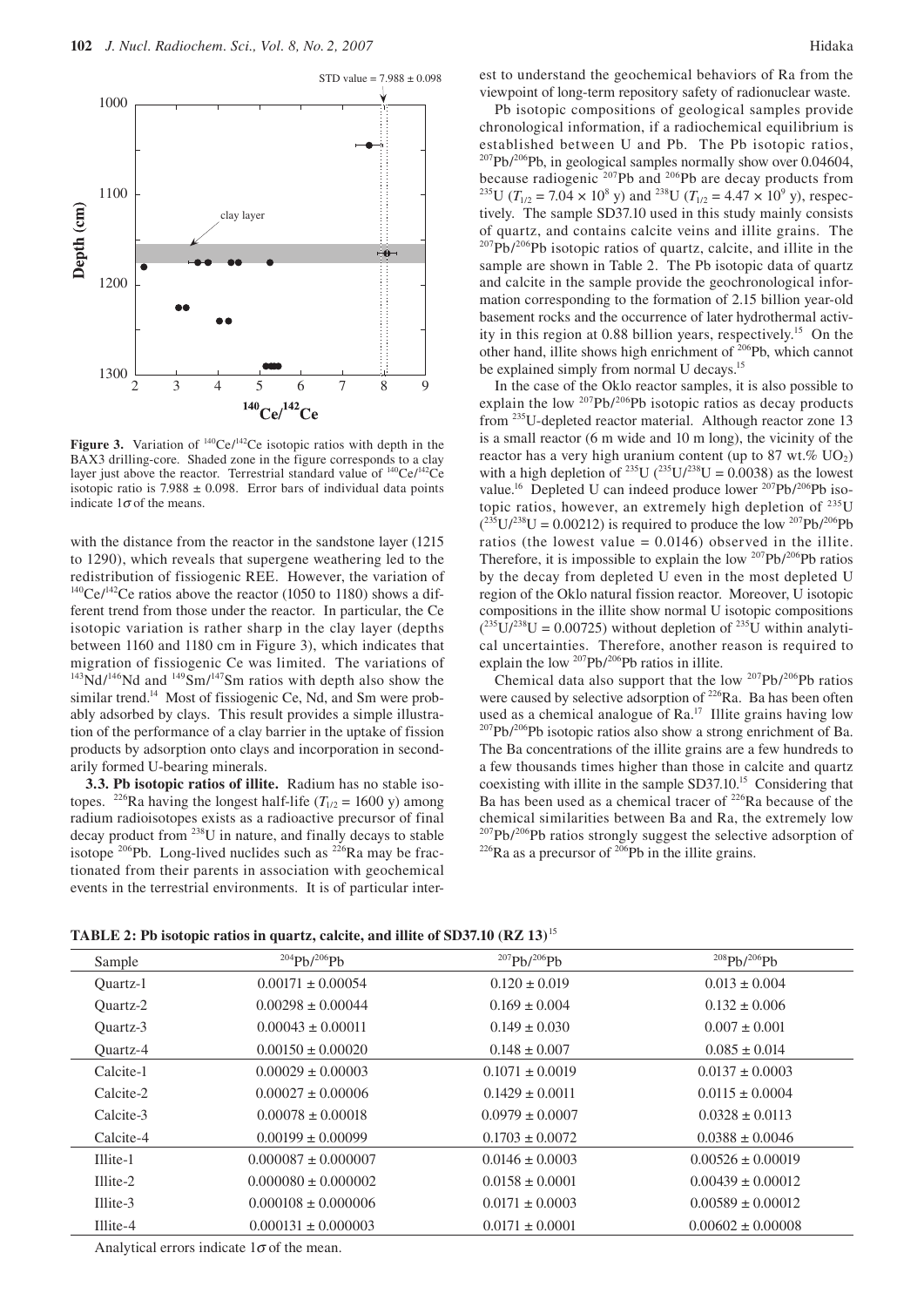**Figure 3.** Variation of $^{140}Ce/^{142}Ce$ isotopic ratios with depth in the BAX3 drilling-core. Shaded zone in the figure corresponds to a clay layer just above the reactor. Terrestrial standard value of $^{140}Ce/^{142}Ce$ isotopic ratio is $7.988 \pm 0.098$. Error bars of individual data points indicate $1\sigma$ of the means.

with the distance from the reactor in the sandstone layer (1215 to 1290), which reveals that supergene weathering led to the redistribution of fissiogenic REE. However, the variation of $^{140}Ce/^{142}Ce$ ratios above the reactor (1050 to 1180) shows a different trend from those under the reactor. In particular, the Ce isotopic variation is rather sharp in the clay layer (depths between 1160 and 1180 cm in Figure 3), which indicates that migration of fissiogenic Ce was limited. The variations of $^{143}Nd/^{146}Nd$ and $^{149}Sm/^{147}Sm$ ratios with depth also show the similar trend.[14] Most of fissiogenic Ce, Nd, and Sm were probably adsorbed by clays. This result provides a simple illustration of the performance of a clay barrier in the uptake of fission products by adsorption onto clays and incorporation in secondarily formed U-bearing minerals.

**3.3. Pb isotopic ratios of illite.** Radium has no stable isotopes. $^{226}Ra$ having the longest half-life ($T_{1/2}$ = 1600 y) among radium radioisotopes exists as a radioactive precursor of final decay product from $^{238}U$ in nature, and finally decays to stable isotope $^{206}Pb$. Long-lived nuclides such as $^{226}Ra$ may be fractionated from their parents in association with geochemical events in the terrestrial environments. It is of particular interest to understand the geochemical behaviors of Ra from the viewpoint of long-term repository safety of radionuclear waste.

Pb isotopic compositions of geological samples provide chronological information, if a radiochemical equilibrium is established between U and Pb. The Pb isotopic ratios, $^{207}Pb/^{206}Pb$, in geological samples normally show over 0.04604, because radiogenic $^{207}Pb$ and $^{206}Pb$ are decay products from $^{235}U$ ($T_{1/2} = 7.04 \times 10^8$ y) and $^{238}U$ ($T_{1/2} = 4.47 \times 10^9$ y), respectively. The sample SD37.10 used in this study mainly consists of quartz, and contains calcite veins and illite grains. The $^{207}Pb/^{206}Pb$ isotopic ratios of quartz, calcite, and illite in the sample are shown in Table 2. The Pb isotopic data of quartz and calcite in the sample provide the geochronological information corresponding to the formation of 2.15 billion year-old basement rocks and the occurrence of later hydrothermal activity in this region at 0.88 billion years, respectively.[15] On the other hand, illite shows high enrichment of $^{206}Pb$, which cannot be explained simply from normal U decays.[15]

In the case of the Oklo reactor samples, it is also possible to explain the low $^{207}Pb/^{206}Pb$ isotopic ratios as decay products from $^{235}U$-depleted reactor material. Although reactor zone 13 is a small reactor (6 m wide and 10 m long), the vicinity of the reactor has a very high uranium content (up to 87 wt.% $UO_2$) with a high depletion of $^{235}U$ ($^{235}U/^{238}U$ = 0.0038) as the lowest value.[16] Depleted U can indeed produce lower $^{207}Pb/^{206}Pb$ isotopic ratios, however, an extremely high depletion of $^{235}U$ ($^{235}U/^{238}U$ = 0.00212) is required to produce the low $^{207}Pb/^{206}Pb$ ratios (the lowest value = 0.0146) observed in the illite. Therefore, it is impossible to explain the low $^{207}Pb/^{206}Pb$ ratios by the decay from depleted U even in the most depleted U region of the Oklo natural fission reactor. Moreover, U isotopic compositions in the illite show normal U isotopic compositions ($^{235}U/^{238}U$ = 0.00725) without depletion of $^{235}U$ within analytical uncertainties. Therefore, another reason is required to explain the low $^{207}Pb/^{206}Pb$ ratios in illite.

Chemical data also support that the low $^{207}Pb/^{206}Pb$ ratios were caused by selective adsorption of $^{226}Ra$. Ba has been often used as a chemical analogue of Ra.[17] Illite grains having low $^{207}Pb/^{206}Pb$ isotopic ratios also show a strong enrichment of Ba. The Ba concentrations of the illite grains are a few hundreds to a few thousands times higher than those in calcite and quartz coexisting with illite in the sample SD37.10.[15] Considering that Ba has been used as a chemical tracer of $^{226}Ra$ because of the chemical similarities between Ba and Ra, the extremely low $^{207}Pb/^{206}Pb$ ratios strongly suggest the selective adsorption of $^{226}Ra$ as a precursor of $^{206}Pb$ in the illite grains.

**TABLE 2: Pb isotopic ratios in quartz, calcite, and illite of SD37.10 (RZ 13)**[15]

| Sample | $^{204}Pb/^{206}Pb$ | $^{207}Pb/^{206}Pb$ | $^{208}Pb/^{206}Pb$ |
|---|---|---|---|
| Quartz-1 | 0.00171 ± 0.00054 | 0.120 ± 0.019 | 0.013 ± 0.004 |
| Quartz-2 | 0.00298 ± 0.00044 | 0.169 ± 0.004 | 0.132 ± 0.006 |
| Quartz-3 | 0.00043 ± 0.00011 | 0.149 ± 0.030 | 0.007 ± 0.001 |
| Quartz-4 | 0.00150 ± 0.00020 | 0.148 ± 0.007 | 0.085 ± 0.014 |
| Calcite-1 | 0.00029 ± 0.00003 | 0.1071 ± 0.0019 | 0.0137 ± 0.0003 |
| Calcite-2 | 0.00027 ± 0.00006 | 0.1429 ± 0.0011 | 0.0115 ± 0.0004 |
| Calcite-3 | 0.00078 ± 0.00018 | 0.0979 ± 0.0007 | 0.0328 ± 0.0113 |
| Calcite-4 | 0.00199 ± 0.00099 | 0.1703 ± 0.0072 | 0.0388 ± 0.0046 |
| Illite-1 | 0.000087 ± 0.000007 | 0.0146 ± 0.0003 | 0.00526 ± 0.00019 |
| Illite-2 | 0.000080 ± 0.000002 | 0.0158 ± 0.0001 | 0.00439 ± 0.00012 |
| Illite-3 | 0.000108 ± 0.000006 | 0.0171 ± 0.0003 | 0.00589 ± 0.00012 |
| Illite-4 | 0.000131 ± 0.000003 | 0.0171 ± 0.0001 | 0.00602 ± 0.00008 |

Analytical errors indicate $1\sigma$ of the mean.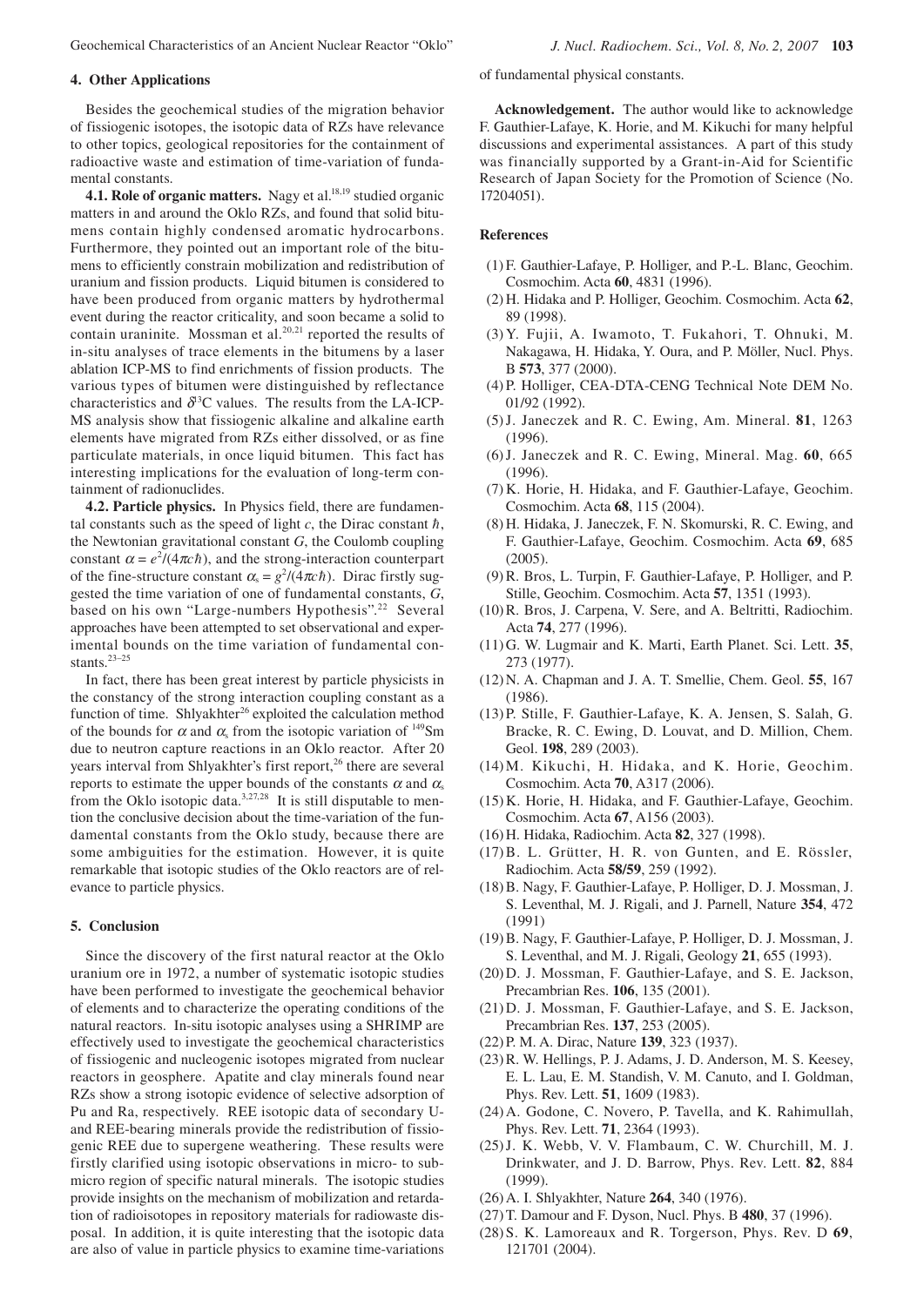## 4. Other Applications

Besides the geochemical studies of the migration behavior of fissiogenic isotopes, the isotopic data of RZs have relevance to other topics, geological repositories for the containment of radioactive waste and estimation of time-variation of fundamental constants.

**4.1. Role of organic matters.** Nagy et al.[18,19] studied organic matters in and around the Oklo RZs, and found that solid bitumens contain highly condensed aromatic hydrocarbons. Furthermore, they pointed out an important role of the bitumens to efficiently constrain mobilization and redistribution of uranium and fission products. Liquid bitumen is considered to have been produced from organic matters by hydrothermal event during the reactor criticality, and soon became a solid to contain uraninite. Mossman et al.[20,21] reported the results of in-situ analyses of trace elements in the bitumens by a laser ablation ICP-MS to find enrichments of fission products. The various types of bitumen were distinguished by reflectance characteristics and $\delta^{13}$C values. The results from the LA-ICP-MS analysis show that fissiogenic alkaline and alkaline earth elements have migrated from RZs either dissolved, or as fine particulate materials, in once liquid bitumen. This fact has interesting implications for the evaluation of long-term containment of radionuclides.

**4.2. Particle physics.** In Physics field, there are fundamental constants such as the speed of light $c$, the Dirac constant $\hbar$, the Newtonian gravitational constant $G$, the Coulomb coupling constant $\alpha = e^2/(4\pi c\hbar)$, and the strong-interaction counterpart of the fine-structure constant $\alpha_s = g^2/(4\pi c\hbar)$. Dirac firstly suggested the time variation of one of fundamental constants, $G$, based on his own "Large-numbers Hypothesis".[22] Several approaches have been attempted to set observational and experimental bounds on the time variation of fundamental constants.[23–25]

In fact, there has been great interest by particle physicists in the constancy of the strong interaction coupling constant as a function of time. Shlyakhter[26] exploited the calculation method of the bounds for $\alpha$ and $\alpha_s$ from the isotopic variation of $^{149}$Sm due to neutron capture reactions in an Oklo reactor. After 20 years interval from Shlyakhter's first report,[26] there are several reports to estimate the upper bounds of the constants $\alpha$ and $\alpha_s$ from the Oklo isotopic data.[3,27,28] It is still disputable to mention the conclusive decision about the time-variation of the fundamental constants from the Oklo study, because there are some ambiguities for the estimation. However, it is quite remarkable that isotopic studies of the Oklo reactors are of relevance to particle physics.

## 5. Conclusion

Since the discovery of the first natural reactor at the Oklo uranium ore in 1972, a number of systematic isotopic studies have been performed to investigate the geochemical behavior of elements and to characterize the operating conditions of the natural reactors. In-situ isotopic analyses using a SHRIMP are effectively used to investigate the geochemical characteristics of fissiogenic and nucleogenic isotopes migrated from nuclear reactors in geosphere. Apatite and clay minerals found near RZs show a strong isotopic evidence of selective adsorption of Pu and Ra, respectively. REE isotopic data of secondary U- and REE-bearing minerals provide the redistribution of fissiogenic REE due to supergene weathering. These results were firstly clarified using isotopic observations in micro- to sub-micro region of specific natural minerals. The isotopic studies provide insights on the mechanism of mobilization and retardation of radioisotopes in repository materials for radiowaste disposal. In addition, it is quite interesting that the isotopic data are also of value in particle physics to examine time-variations of fundamental physical constants.

**Acknowledgement.** The author would like to acknowledge F. Gauthier-Lafaye, K. Horie, and M. Kikuchi for many helpful discussions and experimental assistances. A part of this study was financially supported by a Grant-in-Aid for Scientific Research of Japan Society for the Promotion of Science (No. 17204051).

## References

(1) F. Gauthier-Lafaye, P. Holliger, and P.-L. Blanc, Geochim. Cosmochim. Acta **60**, 4831 (1996).
(2) H. Hidaka and P. Holliger, Geochim. Cosmochim. Acta **62**, 89 (1998).
(3) Y. Fujii, A. Iwamoto, T. Fukahori, T. Ohnuki, M. Nakagawa, H. Hidaka, Y. Oura, and P. Möller, Nucl. Phys. B **573**, 377 (2000).
(4) P. Holliger, CEA-DTA-CENG Technical Note DEM No. 01/92 (1992).
(5) J. Janeczek and R. C. Ewing, Am. Mineral. **81**, 1263 (1996).
(6) J. Janeczek and R. C. Ewing, Mineral. Mag. **60**, 665 (1996).
(7) K. Horie, H. Hidaka, and F. Gauthier-Lafaye, Geochim. Cosmochim. Acta **68**, 115 (2004).
(8) H. Hidaka, J. Janeczek, F. N. Skomurski, R. C. Ewing, and F. Gauthier-Lafaye, Geochim. Cosmochim. Acta **69**, 685 (2005).
(9) R. Bros, L. Turpin, F. Gauthier-Lafaye, P. Holliger, and P. Stille, Geochim. Cosmochim. Acta **57**, 1351 (1993).
(10) R. Bros, J. Carpena, V. Sere, and A. Beltritti, Radiochim. Acta **74**, 277 (1996).
(11) G. W. Lugmair and K. Marti, Earth Planet. Sci. Lett. **35**, 273 (1977).
(12) N. A. Chapman and J. A. T. Smellie, Chem. Geol. **55**, 167 (1986).
(13) P. Stille, F. Gauthier-Lafaye, K. A. Jensen, S. Salah, G. Bracke, R. C. Ewing, D. Louvat, and D. Million, Chem. Geol. **198**, 289 (2003).
(14) M. Kikuchi, H. Hidaka, and K. Horie, Geochim. Cosmochim. Acta **70**, A317 (2006).
(15) K. Horie, H. Hidaka, and F. Gauthier-Lafaye, Geochim. Cosmochim. Acta **67**, A156 (2003).
(16) H. Hidaka, Radiochim. Acta **82**, 327 (1998).
(17) B. L. Grütter, H. R. von Gunten, and E. Rössler, Radiochim. Acta **58/59**, 259 (1992).
(18) B. Nagy, F. Gauthier-Lafaye, P. Holliger, D. J. Mossman, J. S. Leventhal, M. J. Rigali, and J. Parnell, Nature **354**, 472 (1991)
(19) B. Nagy, F. Gauthier-Lafaye, P. Holliger, D. J. Mossman, J. S. Leventhal, and M. J. Rigali, Geology **21**, 655 (1993).
(20) D. J. Mossman, F. Gauthier-Lafaye, and S. E. Jackson, Precambrian Res. **106**, 135 (2001).
(21) D. J. Mossman, F. Gauthier-Lafaye, and S. E. Jackson, Precambrian Res. **137**, 253 (2005).
(22) P. M. A. Dirac, Nature **139**, 323 (1937).
(23) R. W. Hellings, P. J. Adams, J. D. Anderson, M. S. Keesey, E. L. Lau, E. M. Standish, V. M. Canuto, and I. Goldman, Phys. Rev. Lett. **51**, 1609 (1983).
(24) A. Godone, C. Novero, P. Tavella, and K. Rahimullah, Phys. Rev. Lett. **71**, 2364 (1993).
(25) J. K. Webb, V. V. Flambaum, C. W. Churchill, M. J. Drinkwater, and J. D. Barrow, Phys. Rev. Lett. **82**, 884 (1999).
(26) A. I. Shlyakhter, Nature **264**, 340 (1976).
(27) T. Damour and F. Dyson, Nucl. Phys. B **480**, 37 (1996).
(28) S. K. Lamoreaux and R. Torgerson, Phys. Rev. D **69**, 121701 (2004).